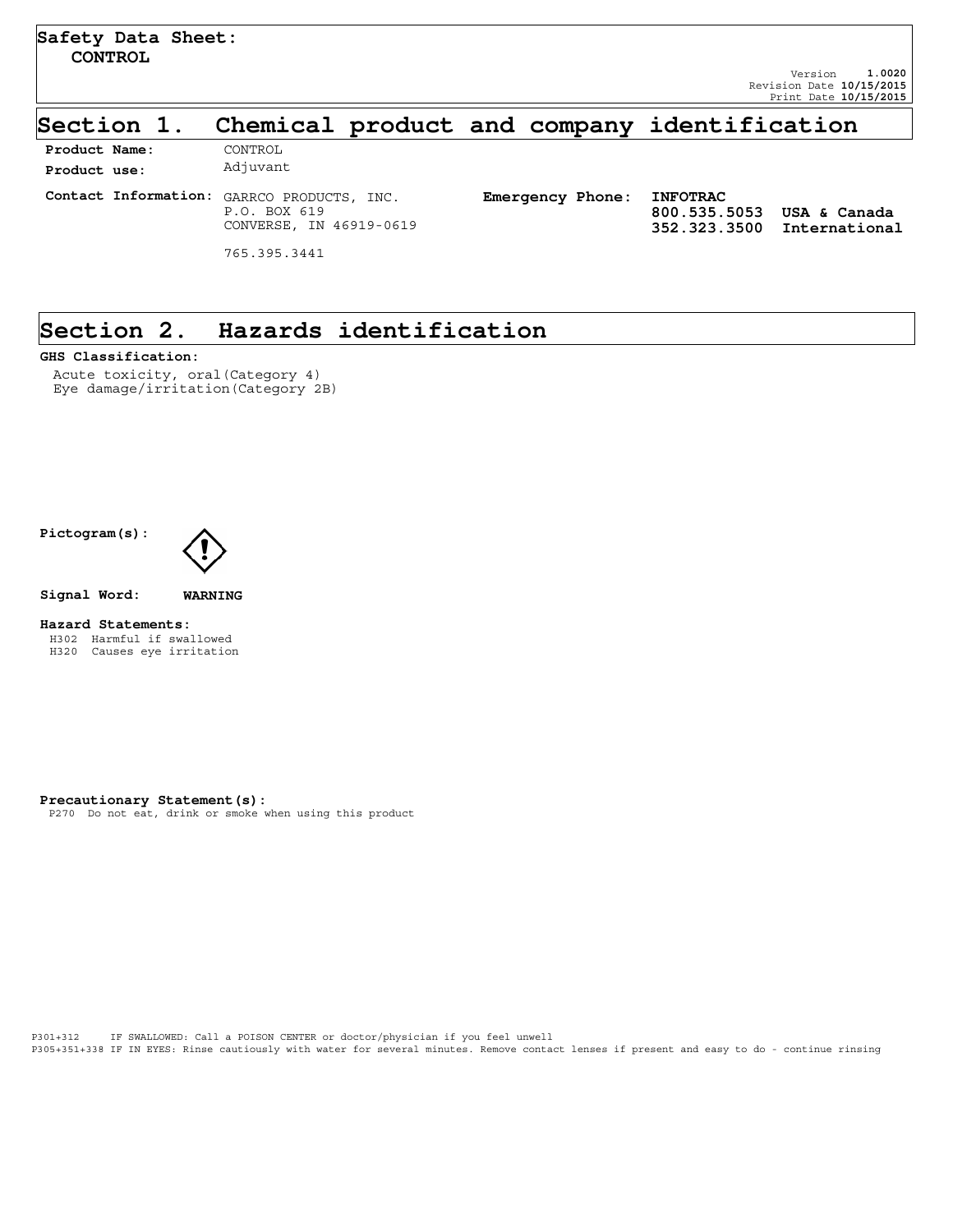**Safety Data Sheet:**
**CONTROL**

Version **1.0020**
Revision Date **10/15/2015**
Print Date **10/15/2015**

# Section 1. Chemical product and company identification

**Product Name:** CONTROL

**Product use:** Adjuvant

**Contact Information:** GARRCO PRODUCTS, INC.
P.O. BOX 619
CONVERSE, IN 46919-0619

765.395.3441

**Emergency Phone:** **INFOTRAC**
**800.535.5053 USA & Canada**
**352.323.3500 International**

# Section 2. Hazards identification

**GHS Classification:**

Acute toxicity, oral(Category 4)
Eye damage/irritation(Category 2B)

**Pictogram(s):**

**Signal Word:** **WARNING**

**Hazard Statements:**

H302 Harmful if swallowed
H320 Causes eye irritation

**Precautionary Statement(s):**

P270 Do not eat, drink or smoke when using this product

P301+312 IF SWALLOWED: Call a POISON CENTER or doctor/physician if you feel unwell
P305+351+338 IF IN EYES: Rinse cautiously with water for several minutes. Remove contact lenses if present and easy to do - continue rinsing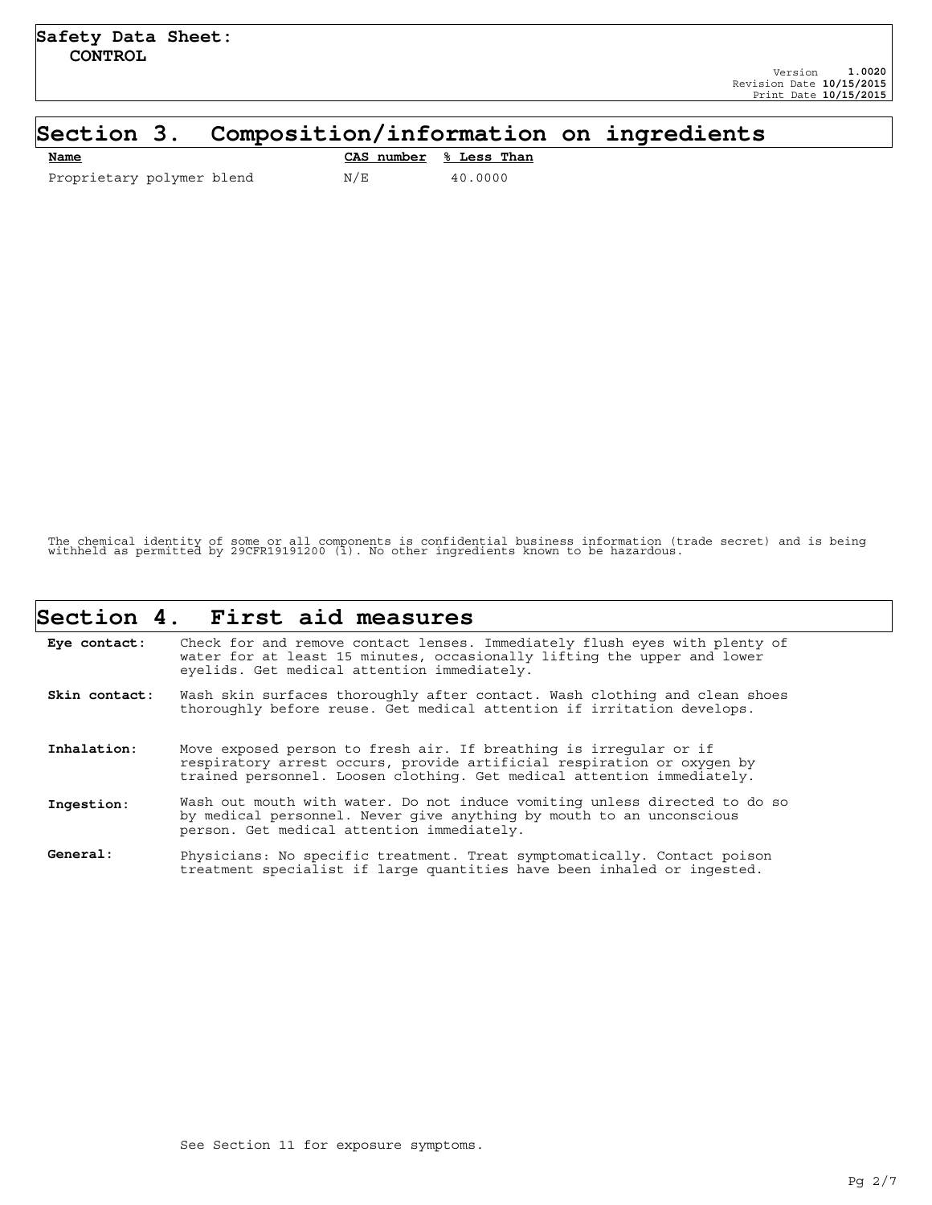# Safety Data Sheet: CONTROL

Version 1.0020
Revision Date 10/15/2015
Print Date 10/15/2015

## Section 3. Composition/information on ingredients

| Name | CAS number | % Less Than |
|---|---|---|
| Proprietary polymer blend | N/E | 40.0000 |

The chemical identity of some or all components is confidential business information (trade secret) and is being withheld as permitted by 29CFR19191200 (i). No other ingredients known to be hazardous.

## Section 4. First aid measures

**Eye contact:** Check for and remove contact lenses. Immediately flush eyes with plenty of water for at least 15 minutes, occasionally lifting the upper and lower eyelids. Get medical attention immediately.

**Skin contact:** Wash skin surfaces thoroughly after contact. Wash clothing and clean shoes thoroughly before reuse. Get medical attention if irritation develops.

**Inhalation:** Move exposed person to fresh air. If breathing is irregular or if respiratory arrest occurs, provide artificial respiration or oxygen by trained personnel. Loosen clothing. Get medical attention immediately.

**Ingestion:** Wash out mouth with water. Do not induce vomiting unless directed to do so by medical personnel. Never give anything by mouth to an unconscious person. Get medical attention immediately.

**General:** Physicians: No specific treatment. Treat symptomatically. Contact poison treatment specialist if large quantities have been inhaled or ingested.

See Section 11 for exposure symptoms.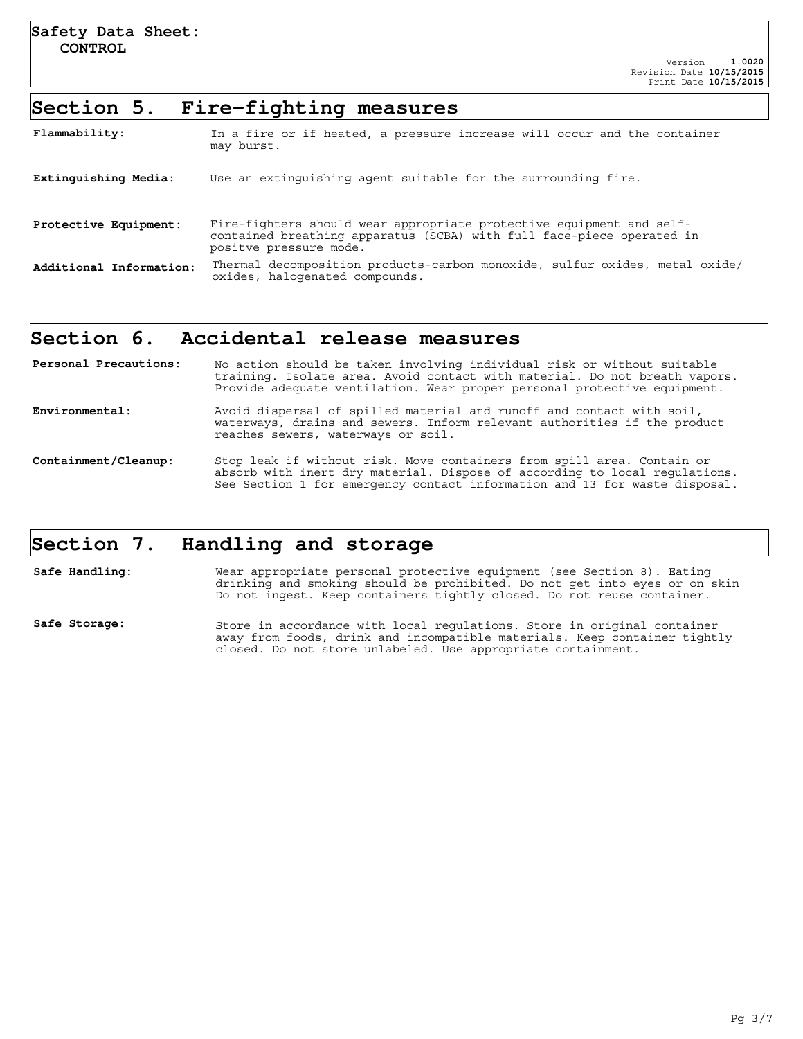## Section 5. Fire-fighting measures

**Flammability:** In a fire or if heated, a pressure increase will occur and the container may burst.

**Extinguishing Media:** Use an extinguishing agent suitable for the surrounding fire.

**Protective Equipment:** Fire-fighters should wear appropriate protective equipment and self-contained breathing apparatus (SCBA) with full face-piece operated in positve pressure mode.

**Additional Information:** Thermal decomposition products-carbon monoxide, sulfur oxides, metal oxide/ oxides, halogenated compounds.

## Section 6. Accidental release measures

**Personal Precautions:** No action should be taken involving individual risk or without suitable training. Isolate area. Avoid contact with material. Do not breath vapors. Provide adequate ventilation. Wear proper personal protective equipment.

**Environmental:** Avoid dispersal of spilled material and runoff and contact with soil, waterways, drains and sewers. Inform relevant authorities if the product reaches sewers, waterways or soil.

**Containment/Cleanup:** Stop leak if without risk. Move containers from spill area. Contain or absorb with inert dry material. Dispose of according to local regulations. See Section 1 for emergency contact information and 13 for waste disposal.

## Section 7. Handling and storage

**Safe Handling:** Wear appropriate personal protective equipment (see Section 8). Eating drinking and smoking should be prohibited. Do not get into eyes or on skin Do not ingest. Keep containers tightly closed. Do not reuse container.

**Safe Storage:** Store in accordance with local regulations. Store in original container away from foods, drink and incompatible materials. Keep container tightly closed. Do not store unlabeled. Use appropriate containment.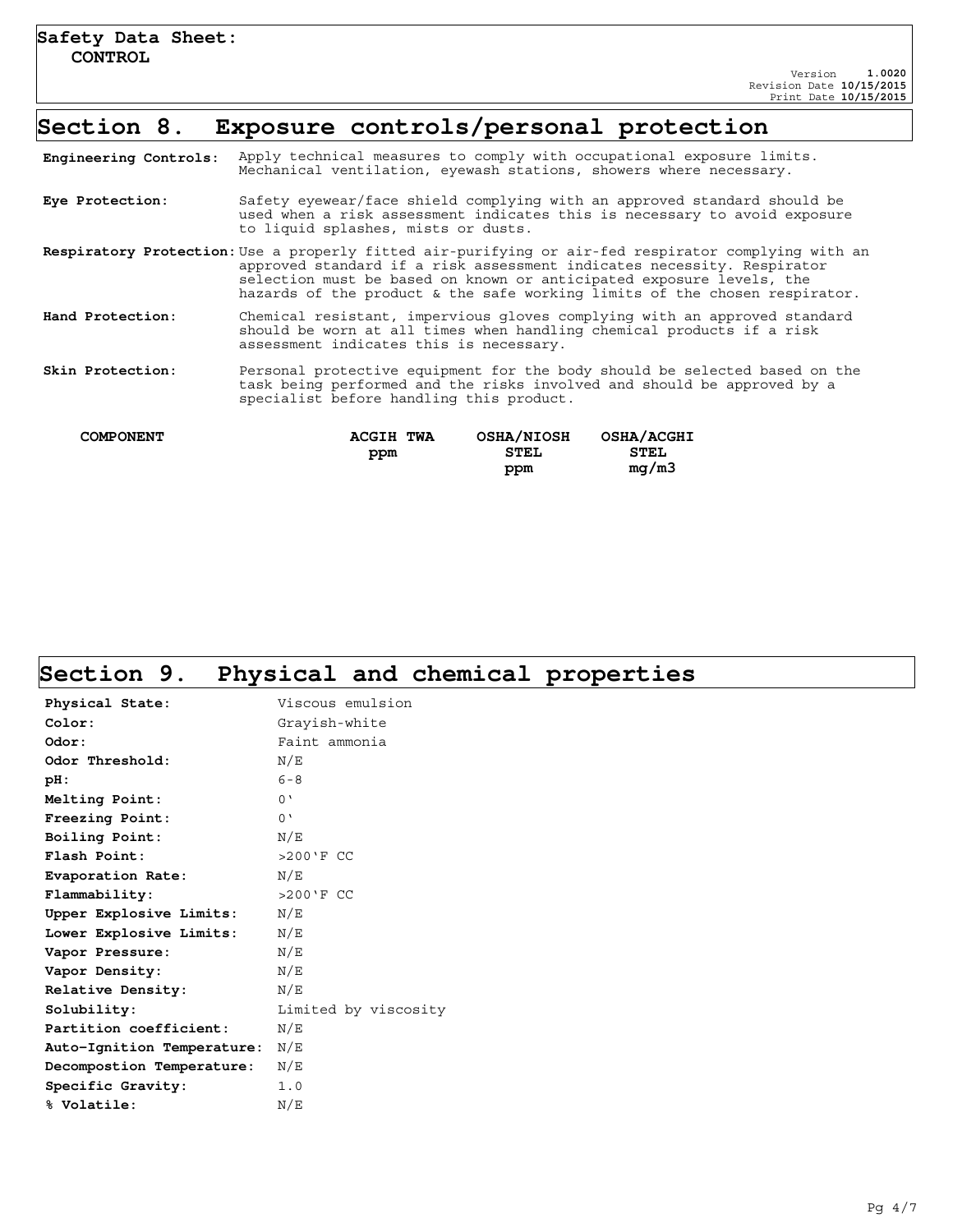**Safety Data Sheet:**
**CONTROL**

Version 1.0020
Revision Date 10/15/2015
Print Date 10/15/2015

# Section 8. Exposure controls/personal protection

**Engineering Controls:** Apply technical measures to comply with occupational exposure limits. Mechanical ventilation, eyewash stations, showers where necessary.

**Eye Protection:** Safety eyewear/face shield complying with an approved standard should be used when a risk assessment indicates this is necessary to avoid exposure to liquid splashes, mists or dusts.

**Respiratory Protection:** Use a properly fitted air-purifying or air-fed respirator complying with an approved standard if a risk assessment indicates necessity. Respirator selection must be based on known or anticipated exposure levels, the hazards of the product & the safe working limits of the chosen respirator.

**Hand Protection:** Chemical resistant, impervious gloves complying with an approved standard should be worn at all times when handling chemical products if a risk assessment indicates this is necessary.

**Skin Protection:** Personal protective equipment for the body should be selected based on the task being performed and the risks involved and should be approved by a specialist before handling this product.

| COMPONENT | ACGIH TWA ppm | OSHA/NIOSH STEL ppm | OSHA/ACGHI STEL mg/m3 |
|---|---|---|---|

# Section 9. Physical and chemical properties

| | |
|---|---|
| **Physical State:** | Viscous emulsion |
| **Color:** | Grayish-white |
| **Odor:** | Faint ammonia |
| **Odor Threshold:** | N/E |
| **pH:** | 6-8 |
| **Melting Point:** | 0' |
| **Freezing Point:** | 0' |
| **Boiling Point:** | N/E |
| **Flash Point:** | >200'F CC |
| **Evaporation Rate:** | N/E |
| **Flammability:** | >200'F CC |
| **Upper Explosive Limits:** | N/E |
| **Lower Explosive Limits:** | N/E |
| **Vapor Pressure:** | N/E |
| **Vapor Density:** | N/E |
| **Relative Density:** | N/E |
| **Solubility:** | Limited by viscosity |
| **Partition coefficient:** | N/E |
| **Auto-Ignition Temperature:** | N/E |
| **Decompostion Temperature:** | N/E |
| **Specific Gravity:** | 1.0 |
| **% Volatile:** | N/E |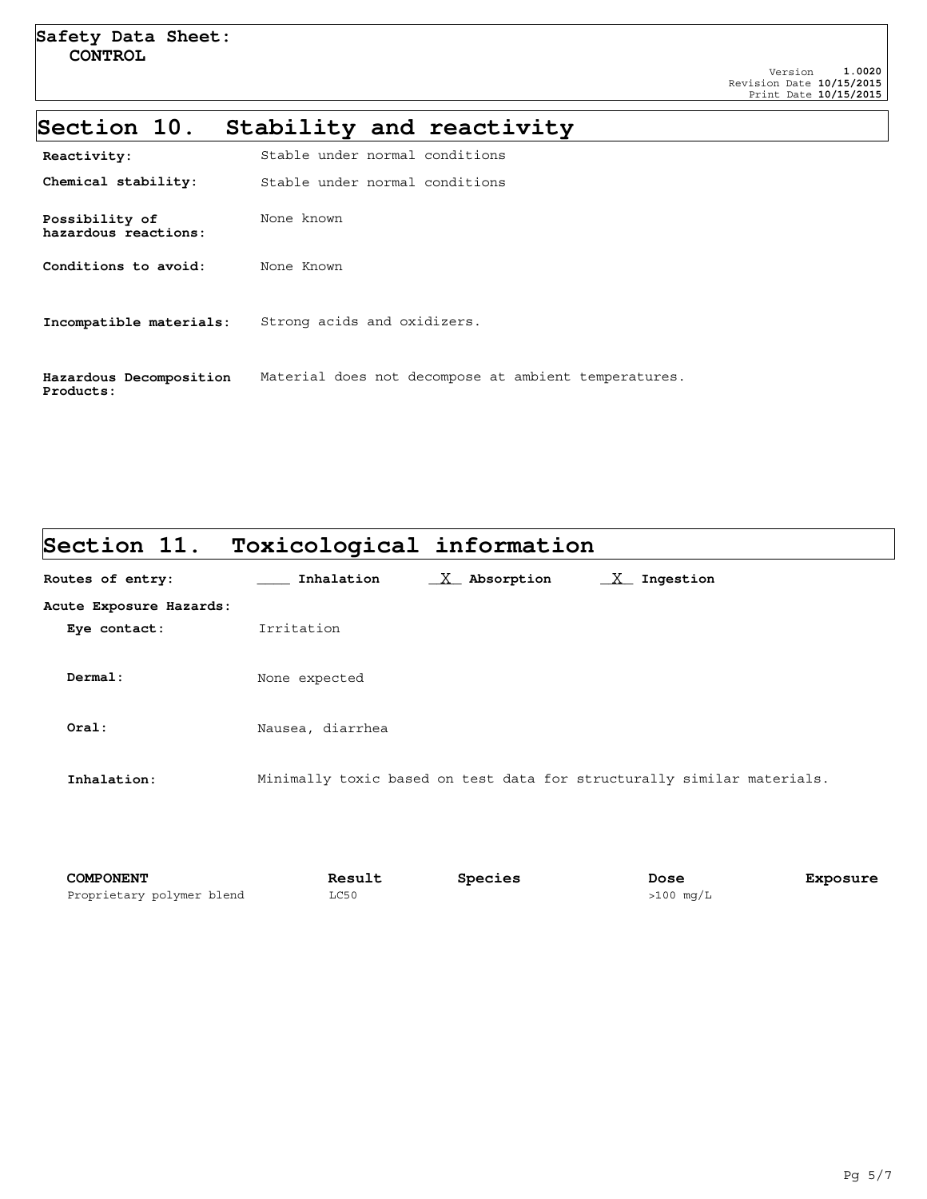# Section 10. Stability and reactivity

**Reactivity:** Stable under normal conditions

**Chemical stability:** Stable under normal conditions

**Possibility of hazardous reactions:** None known

**Conditions to avoid:** None Known

**Incompatible materials:** Strong acids and oxidizers.

**Hazardous Decomposition Products:** Material does not decompose at ambient temperatures.

# Section 11. Toxicological information

**Routes of entry:** ____ **Inhalation** _X_ **Absorption** _X_ **Ingestion**

**Acute Exposure Hazards:**

**Eye contact:** Irritation

**Dermal:** None expected

**Oral:** Nausea, diarrhea

**Inhalation:** Minimally toxic based on test data for structurally similar materials.

| COMPONENT | Result | Species | Dose | Exposure |
| --- | --- | --- | --- | --- |
| Proprietary polymer blend | LC50 | | >100 mg/L | |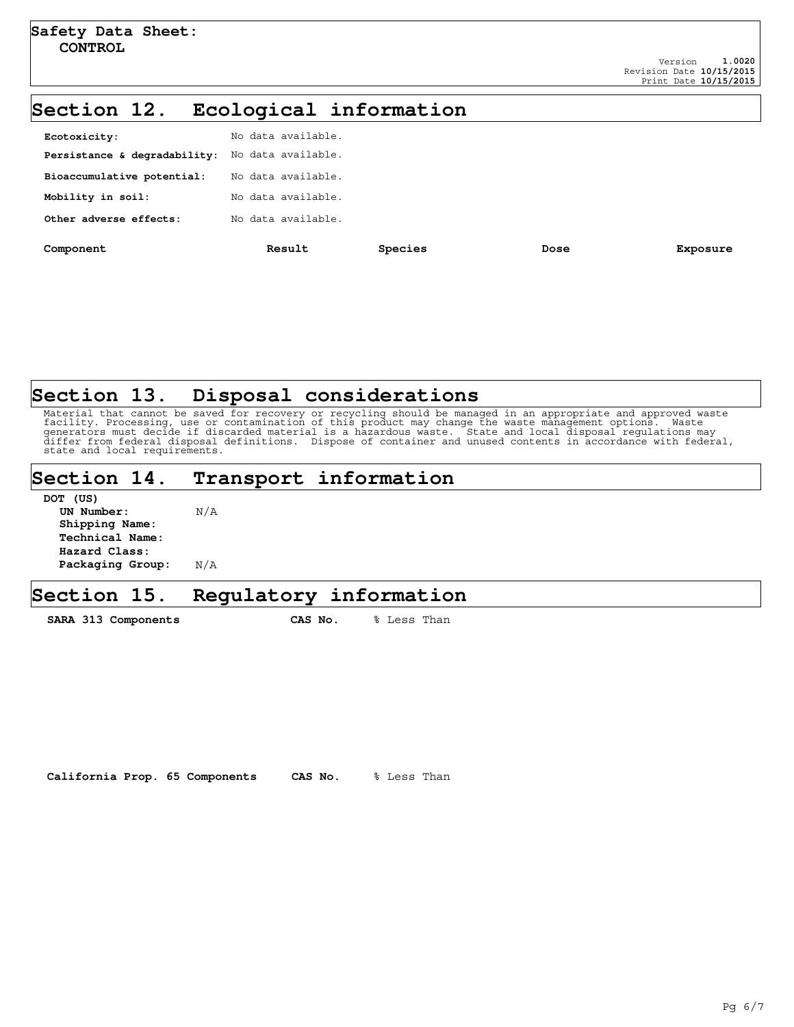## Section 12. Ecological information

**Ecotoxicity:** No data available.

**Persistance & degradability:** No data available.

**Bioaccumulative potential:** No data available.

**Mobility in soil:** No data available.

**Other adverse effects:** No data available.

| Component | Result | Species | Dose | Exposure |
|---|---|---|---|---|

## Section 13. Disposal considerations

Material that cannot be saved for recovery or recycling should be managed in an appropriate and approved waste facility. Processing, use or contamination of this product may change the waste management options. Waste generators must decide if discarded material is a hazardous waste. State and local disposal regulations may differ from federal disposal definitions. Dispose of container and unused contents in accordance with federal, state and local requirements.

## Section 14. Transport information

**DOT (US)**

**UN Number:** N/A
**Shipping Name:**
**Technical Name:**
**Hazard Class:**
**Packaging Group:** N/A

## Section 15. Regulatory information

| SARA 313 Components | CAS No. | % Less Than |
|---|---|---|

| California Prop. 65 Components | CAS No. | % Less Than |
|---|---|---|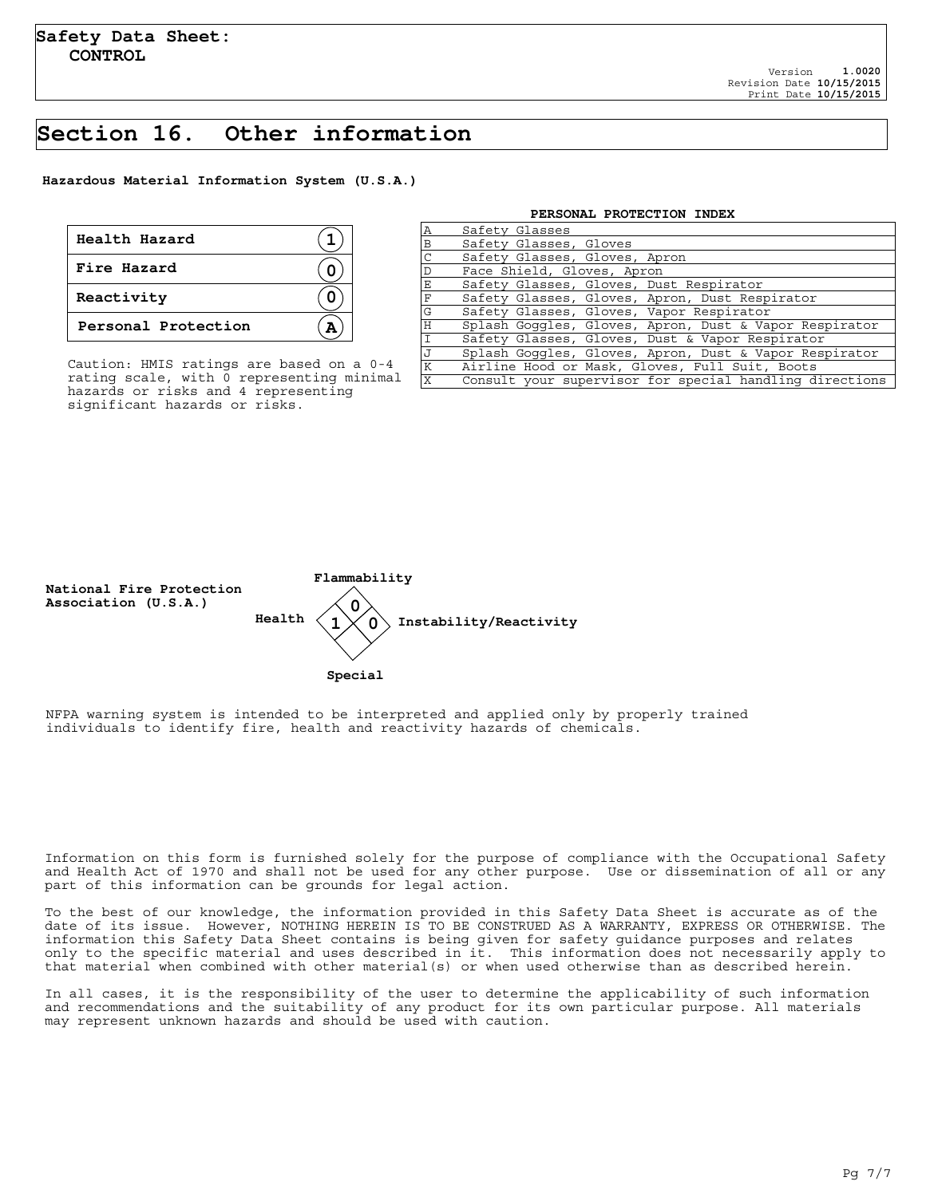## Section 16. Other information

**Hazardous Material Information System (U.S.A.)**

| | |
|---|---|
| **Health Hazard** | **1** |
| **Fire Hazard** | **0** |
| **Reactivity** | **0** |
| **Personal Protection** | **A** |

Caution: HMIS ratings are based on a 0-4 rating scale, with 0 representing minimal hazards or risks and 4 representing significant hazards or risks.

**PERSONAL PROTECTION INDEX**

| | |
|---|---|
| A | Safety Glasses |
| B | Safety Glasses, Gloves |
| C | Safety Glasses, Gloves, Apron |
| D | Face Shield, Gloves, Apron |
| E | Safety Glasses, Gloves, Dust Respirator |
| F | Safety Glasses, Gloves, Apron, Dust Respirator |
| G | Safety Glasses, Gloves, Vapor Respirator |
| H | Splash Goggles, Gloves, Apron, Dust & Vapor Respirator |
| I | Safety Glasses, Gloves, Dust & Vapor Respirator |
| J | Splash Goggles, Gloves, Apron, Dust & Vapor Respirator |
| K | Airline Hood or Mask, Gloves, Full Suit, Boots |
| X | Consult your supervisor for special handling directions |

**National Fire Protection Association (U.S.A.)**

**Flammability** 0

**Health** 1

**Instability/Reactivity** 0

**Special**

NFPA warning system is intended to be interpreted and applied only by properly trained individuals to identify fire, health and reactivity hazards of chemicals.

Information on this form is furnished solely for the purpose of compliance with the Occupational Safety and Health Act of 1970 and shall not be used for any other purpose. Use or dissemination of all or any part of this information can be grounds for legal action.

To the best of our knowledge, the information provided in this Safety Data Sheet is accurate as of the date of its issue. However, NOTHING HEREIN IS TO BE CONSTRUED AS A WARRANTY, EXPRESS OR OTHERWISE. The information this Safety Data Sheet contains is being given for safety guidance purposes and relates only to the specific material and uses described in it. This information does not necessarily apply to that material when combined with other material(s) or when used otherwise than as described herein.

In all cases, it is the responsibility of the user to determine the applicability of such information and recommendations and the suitability of any product for its own particular purpose. All materials may represent unknown hazards and should be used with caution.